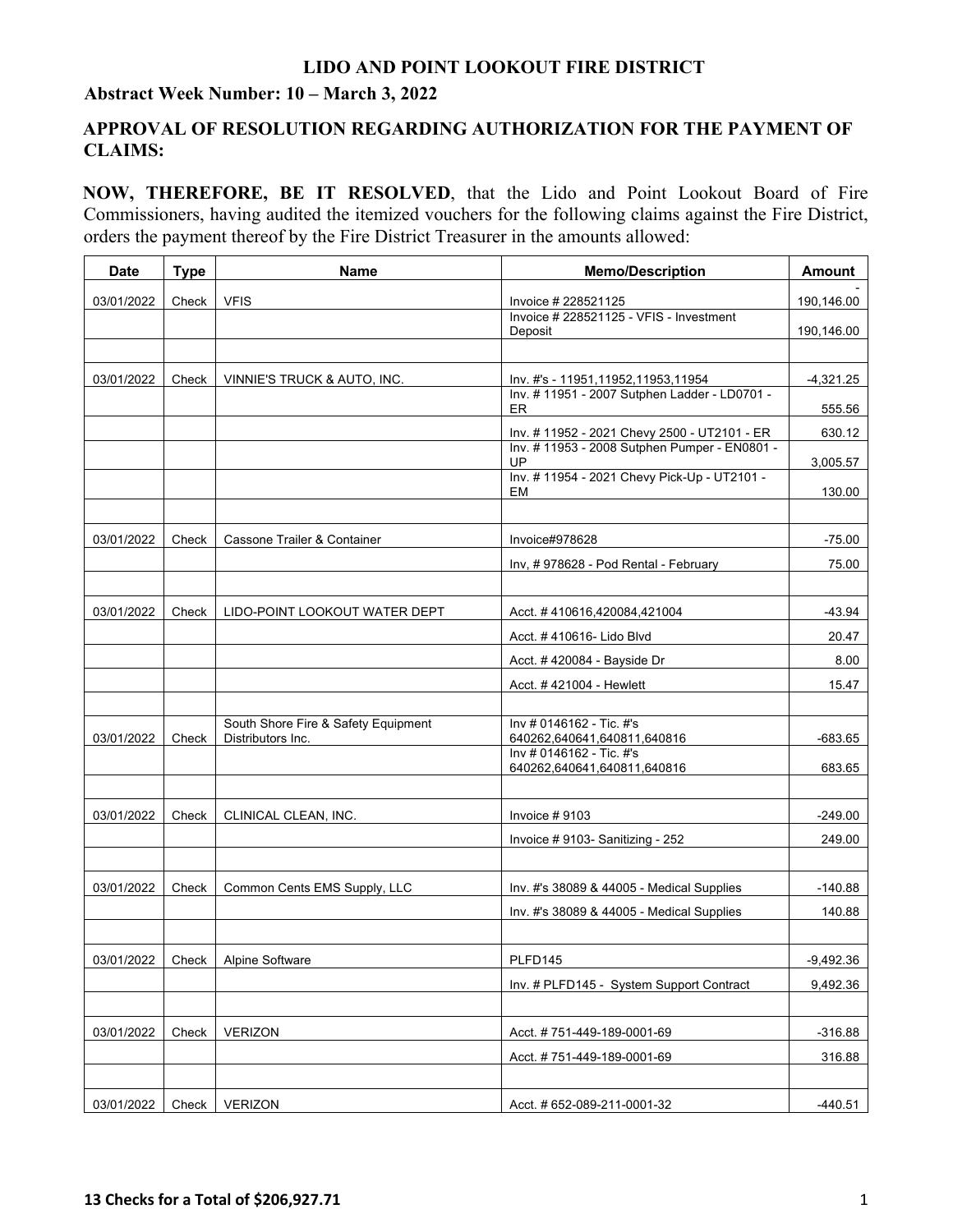# LIDO AND POINT LOOKOUT FIRE DISTRICT

## Abstract Week Number: 10 – March 3, 2022

## APPROVAL OF RESOLUTION REGARDING AUTHORIZATION FOR THE PAYMENT OF CLAIMS:

**NOW, THEREFORE, BE IT RESOLVED**, that the Lido and Point Lookout Board of Fire Commissioners, having audited the itemized vouchers for the following claims against the Fire District, orders the payment thereof by the Fire District Treasurer in the amounts allowed:

| Date | Type | Name | Memo/Description | Amount |
|---|---|---|---|---|
| 03/01/2022 | Check | VFIS | Invoice # 228521125 | -190,146.00 |
| | | | Invoice # 228521125 - VFIS - Investment Deposit | 190,146.00 |
| | | | | |
| 03/01/2022 | Check | VINNIE'S TRUCK & AUTO, INC. | Inv. #'s - 11951,11952,11953,11954 | -4,321.25 |
| | | | Inv. # 11951 - 2007 Sutphen Ladder - LD0701 - ER | 555.56 |
| | | | Inv. # 11952 - 2021 Chevy 2500 - UT2101 - ER | 630.12 |
| | | | Inv. # 11953 - 2008 Sutphen Pumper - EN0801 - UP | 3,005.57 |
| | | | Inv. # 11954 - 2021 Chevy Pick-Up - UT2101 - EM | 130.00 |
| | | | | |
| 03/01/2022 | Check | Cassone Trailer & Container | Invoice#978628 | -75.00 |
| | | | Inv, # 978628 - Pod Rental - February | 75.00 |
| | | | | |
| 03/01/2022 | Check | LIDO-POINT LOOKOUT WATER DEPT | Acct. # 410616,420084,421004 | -43.94 |
| | | | Acct. # 410616- Lido Blvd | 20.47 |
| | | | Acct. # 420084 - Bayside Dr | 8.00 |
| | | | Acct. # 421004 - Hewlett | 15.47 |
| | | | | |
| 03/01/2022 | Check | South Shore Fire & Safety Equipment Distributors Inc. | Inv # 0146162 - Tic. #'s 640262,640641,640811,640816 | -683.65 |
| | | | Inv # 0146162 - Tic. #'s 640262,640641,640811,640816 | 683.65 |
| | | | | |
| 03/01/2022 | Check | CLINICAL CLEAN, INC. | Invoice # 9103 | -249.00 |
| | | | Invoice # 9103- Sanitizing - 252 | 249.00 |
| | | | | |
| 03/01/2022 | Check | Common Cents EMS Supply, LLC | Inv. #'s 38089 & 44005 - Medical Supplies | -140.88 |
| | | | Inv. #'s 38089 & 44005 - Medical Supplies | 140.88 |
| | | | | |
| 03/01/2022 | Check | Alpine Software | PLFD145 | -9,492.36 |
| | | | Inv. # PLFD145 - System Support Contract | 9,492.36 |
| | | | | |
| 03/01/2022 | Check | VERIZON | Acct. # 751-449-189-0001-69 | -316.88 |
| | | | Acct. # 751-449-189-0001-69 | 316.88 |
| | | | | |
| 03/01/2022 | Check | VERIZON | Acct. # 652-089-211-0001-32 | -440.51 |

**13 Checks for a Total of $206,927.71**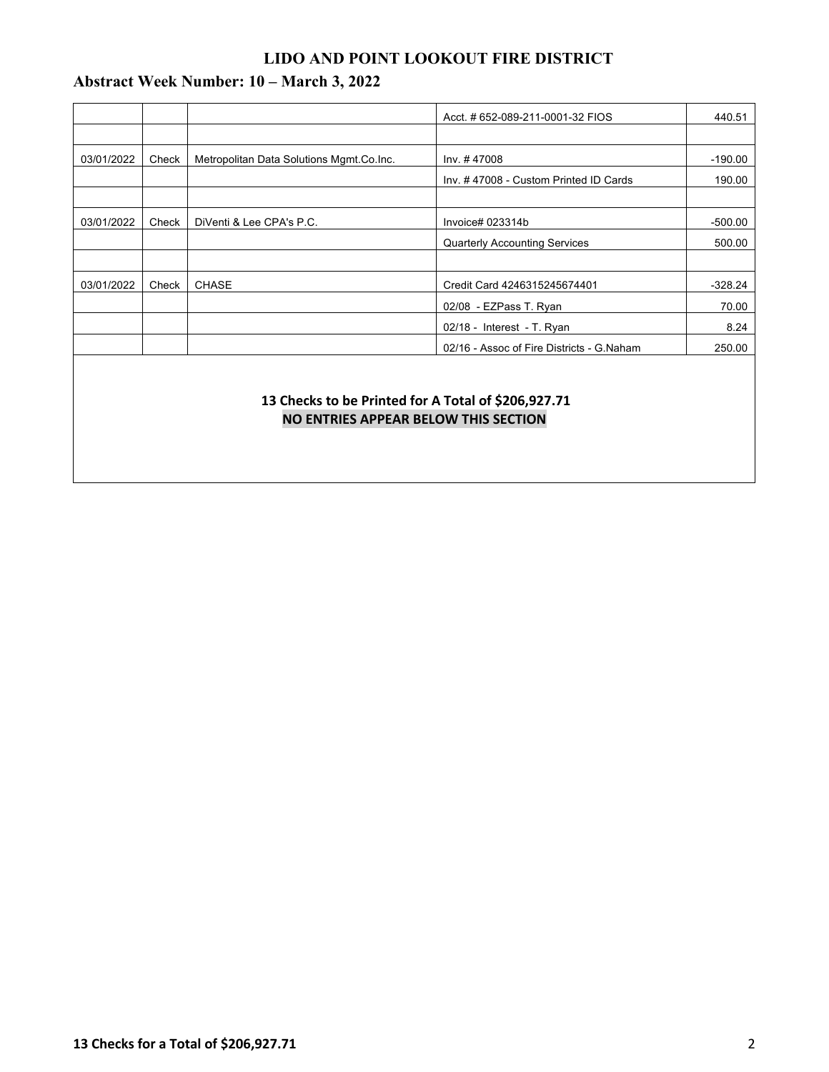# LIDO AND POINT LOOKOUT FIRE DISTRICT

## Abstract Week Number: 10 – March 3, 2022

| | | | | |
|---|---|---|---|---|
| | | | Acct. # 652-089-211-0001-32 FIOS | 440.51 |
| | | | | |
| 03/01/2022 | Check | Metropolitan Data Solutions Mgmt.Co.Inc. | Inv. # 47008 | -190.00 |
| | | | Inv. # 47008 - Custom Printed ID Cards | 190.00 |
| | | | | |
| 03/01/2022 | Check | DiVenti & Lee CPA's P.C. | Invoice# 023314b | -500.00 |
| | | | Quarterly Accounting Services | 500.00 |
| | | | | |
| 03/01/2022 | Check | CHASE | Credit Card 4246315245674401 | -328.24 |
| | | | 02/08 - EZPass T. Ryan | 70.00 |
| | | | 02/18 - Interest - T. Ryan | 8.24 |
| | | | 02/16 - Assoc of Fire Districts - G.Naham | 250.00 |

**13 Checks to be Printed for A Total of $206,927.71**

**NO ENTRIES APPEAR BELOW THIS SECTION**

**13 Checks for a Total of $206,927.71**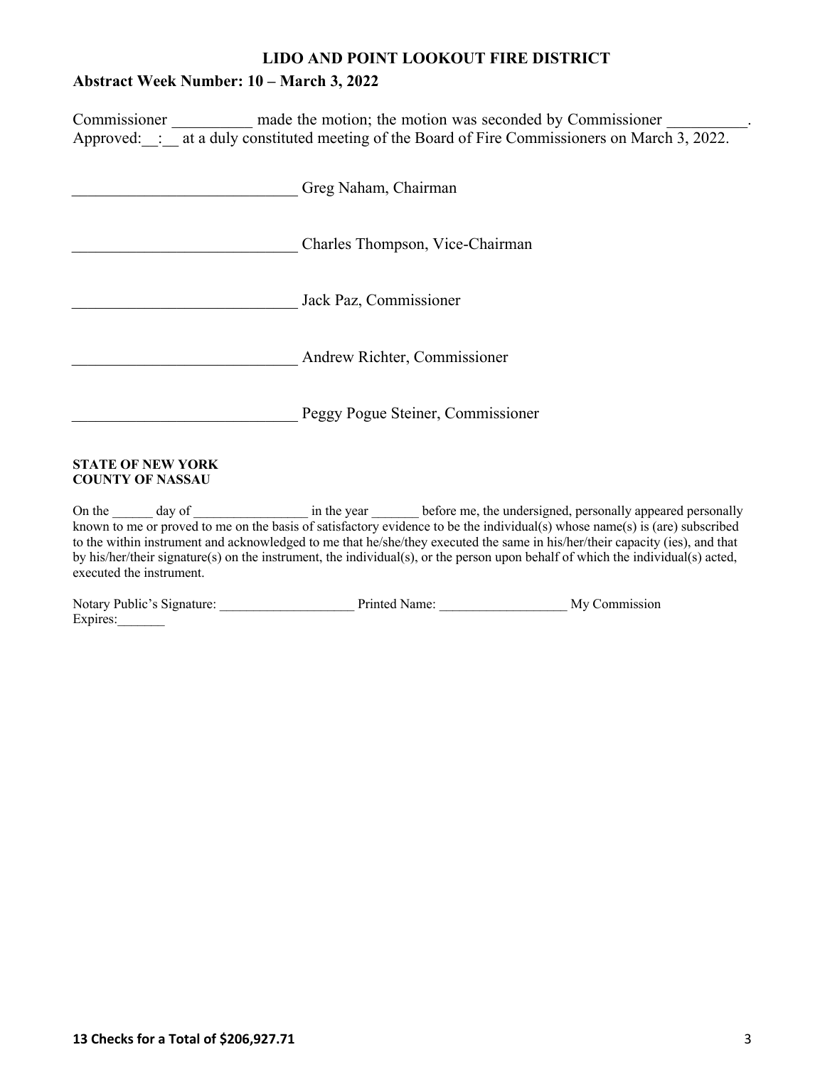# LIDO AND POINT LOOKOUT FIRE DISTRICT

## Abstract Week Number: 10 – March 3, 2022

Commissioner __________ made the motion; the motion was seconded by Commissioner __________. Approved:__:__ at a duly constituted meeting of the Board of Fire Commissioners on March 3, 2022.

____________________________ Greg Naham, Chairman

____________________________ Charles Thompson, Vice-Chairman

____________________________ Jack Paz, Commissioner

____________________________ Andrew Richter, Commissioner

____________________________ Peggy Pogue Steiner, Commissioner

**STATE OF NEW YORK**
**COUNTY OF NASSAU**

On the ______ day of _________________ in the year _______ before me, the undersigned, personally appeared personally known to me or proved to me on the basis of satisfactory evidence to be the individual(s) whose name(s) is (are) subscribed to the within instrument and acknowledged to me that he/she/they executed the same in his/her/their capacity (ies), and that by his/her/their signature(s) on the instrument, the individual(s), or the person upon behalf of which the individual(s) acted, executed the instrument.

Notary Public's Signature: ____________________ Printed Name: ___________________ My Commission Expires:_______

**13 Checks for a Total of $206,927.71**